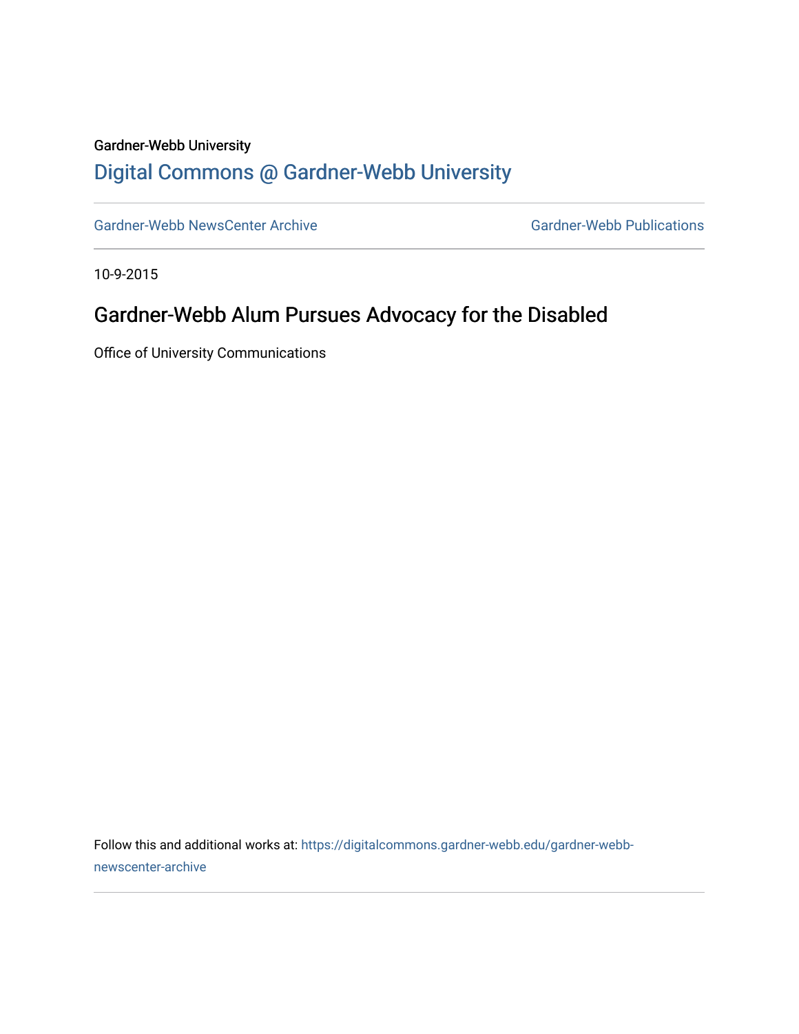Gardner-Webb University

# Digital Commons @ Gardner-Webb University

Gardner-Webb NewsCenter Archive | Gardner-Webb Publications

10-9-2015

## Gardner-Webb Alum Pursues Advocacy for the Disabled

Office of University Communications

Follow this and additional works at: https://digitalcommons.gardner-webb.edu/gardner-webb-newscenter-archive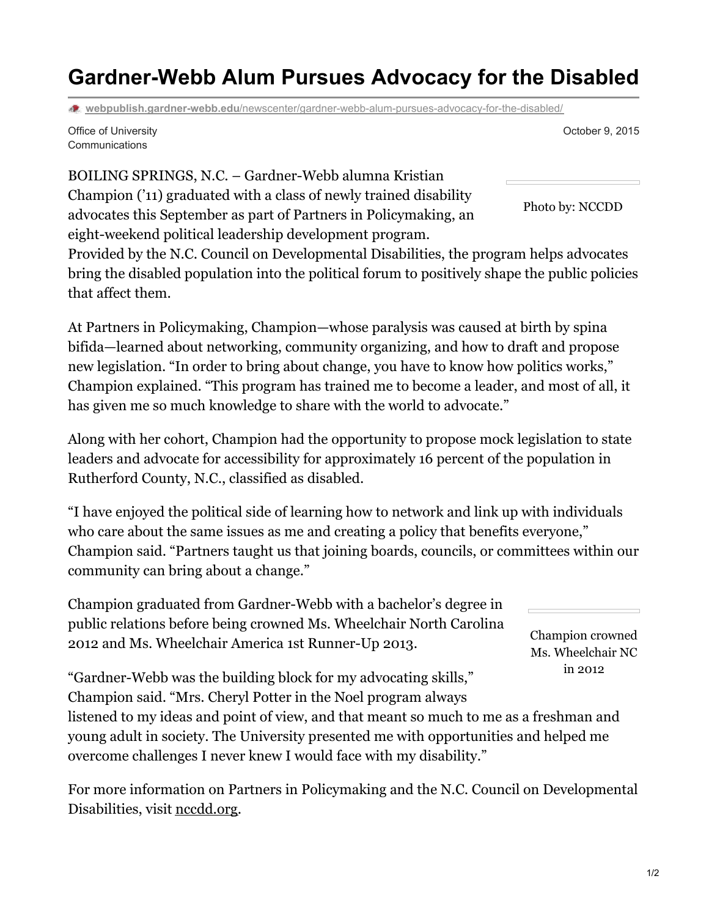# Gardner-Webb Alum Pursues Advocacy for the Disabled

webpublish.gardner-webb.edu/newscenter/gardner-webb-alum-pursues-advocacy-for-the-disabled/

Office of University Communications

October 9, 2015

Photo by: NCCDD

BOILING SPRINGS, N.C. – Gardner-Webb alumna Kristian Champion ('11) graduated with a class of newly trained disability advocates this September as part of Partners in Policymaking, an eight-weekend political leadership development program. Provided by the N.C. Council on Developmental Disabilities, the program helps advocates bring the disabled population into the political forum to positively shape the public policies that affect them.

At Partners in Policymaking, Champion—whose paralysis was caused at birth by spina bifida—learned about networking, community organizing, and how to draft and propose new legislation. "In order to bring about change, you have to know how politics works," Champion explained. "This program has trained me to become a leader, and most of all, it has given me so much knowledge to share with the world to advocate."

Along with her cohort, Champion had the opportunity to propose mock legislation to state leaders and advocate for accessibility for approximately 16 percent of the population in Rutherford County, N.C., classified as disabled.

"I have enjoyed the political side of learning how to network and link up with individuals who care about the same issues as me and creating a policy that benefits everyone," Champion said. "Partners taught us that joining boards, councils, or committees within our community can bring about a change."

Champion graduated from Gardner-Webb with a bachelor's degree in public relations before being crowned Ms. Wheelchair North Carolina 2012 and Ms. Wheelchair America 1st Runner-Up 2013.

Champion crowned Ms. Wheelchair NC in 2012

"Gardner-Webb was the building block for my advocating skills," Champion said. "Mrs. Cheryl Potter in the Noel program always listened to my ideas and point of view, and that meant so much to me as a freshman and young adult in society. The University presented me with opportunities and helped me overcome challenges I never knew I would face with my disability."

For more information on Partners in Policymaking and the N.C. Council on Developmental Disabilities, visit nccdd.org.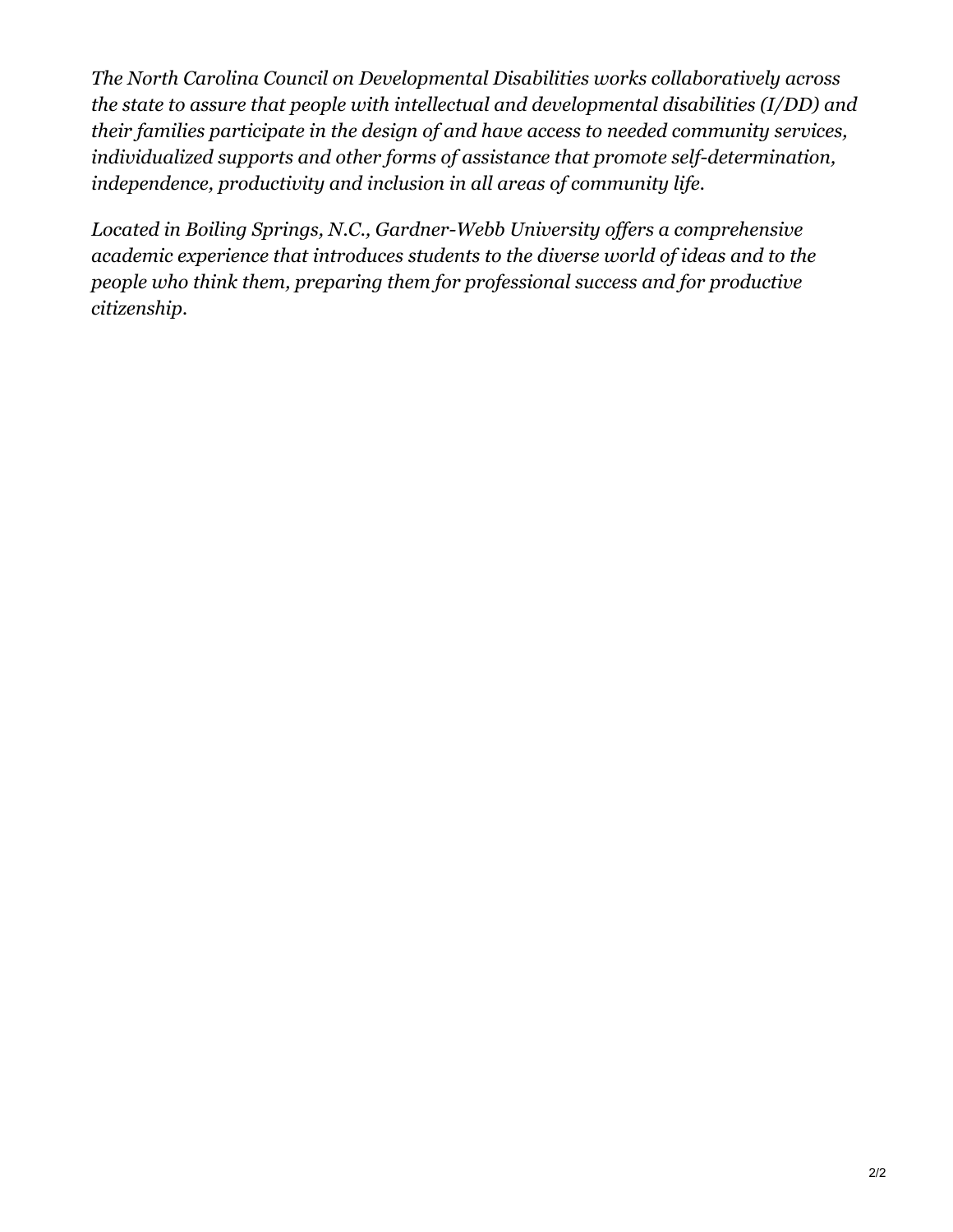*The North Carolina Council on Developmental Disabilities works collaboratively across the state to assure that people with intellectual and developmental disabilities (I/DD) and their families participate in the design of and have access to needed community services, individualized supports and other forms of assistance that promote self-determination, independence, productivity and inclusion in all areas of community life.*

*Located in Boiling Springs, N.C., Gardner-Webb University offers a comprehensive academic experience that introduces students to the diverse world of ideas and to the people who think them, preparing them for professional success and for productive citizenship.*